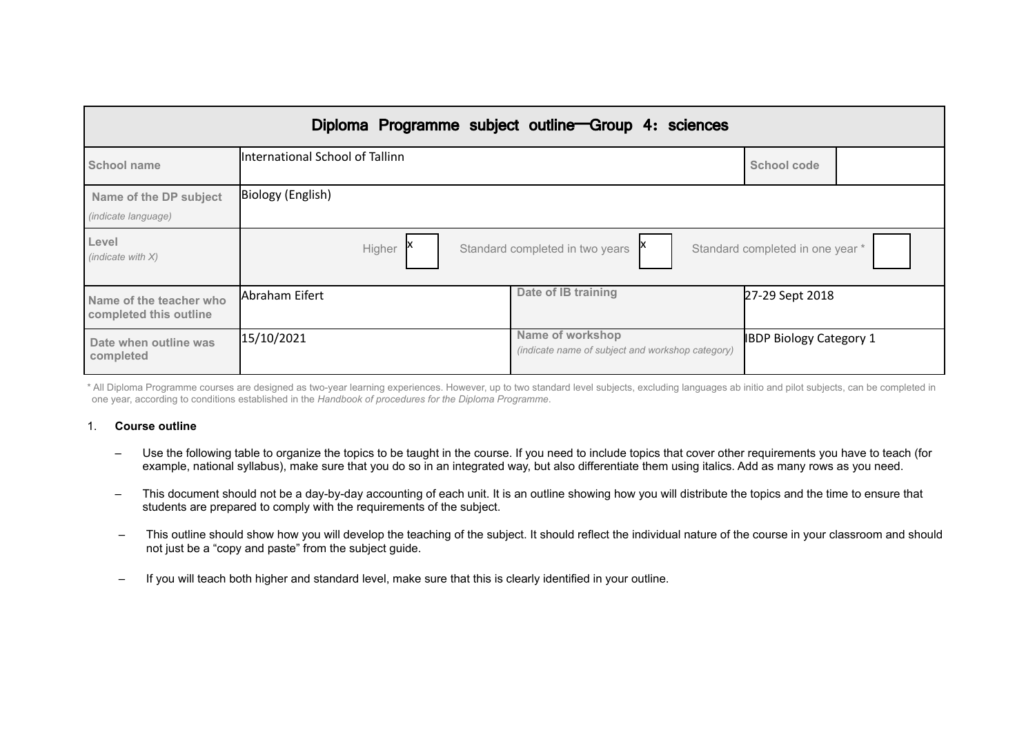| Diploma Programme subject outline—Group 4：sciences | | | | |
|---|---|---|---|---|
| School name | International School of Tallinn | | School code | |
| Name of the DP subject *(indicate language)* | Biology (English) | | | |
| Level *(indicate with X)* | Higher [x] Standard completed in two years [x] Standard completed in one year * [ ] | | | |
| Name of the teacher who completed this outline | Abraham Eifert | Date of IB training | 27-29 Sept 2018 | |
| Date when outline was completed | 15/10/2021 | Name of workshop *(indicate name of subject and workshop category)* | IBDP Biology Category 1 | |

\* All Diploma Programme courses are designed as two-year learning experiences. However, up to two standard level subjects, excluding languages ab initio and pilot subjects, can be completed in one year, according to conditions established in the *Handbook of procedures for the Diploma Programme*.

1. **Course outline**

   – Use the following table to organize the topics to be taught in the course. If you need to include topics that cover other requirements you have to teach (for example, national syllabus), make sure that you do so in an integrated way, but also differentiate them using italics. Add as many rows as you need.

   – This document should not be a day-by-day accounting of each unit. It is an outline showing how you will distribute the topics and the time to ensure that students are prepared to comply with the requirements of the subject.

   – This outline should show how you will develop the teaching of the subject. It should reflect the individual nature of the course in your classroom and should not just be a "copy and paste" from the subject guide.

   – If you will teach both higher and standard level, make sure that this is clearly identified in your outline.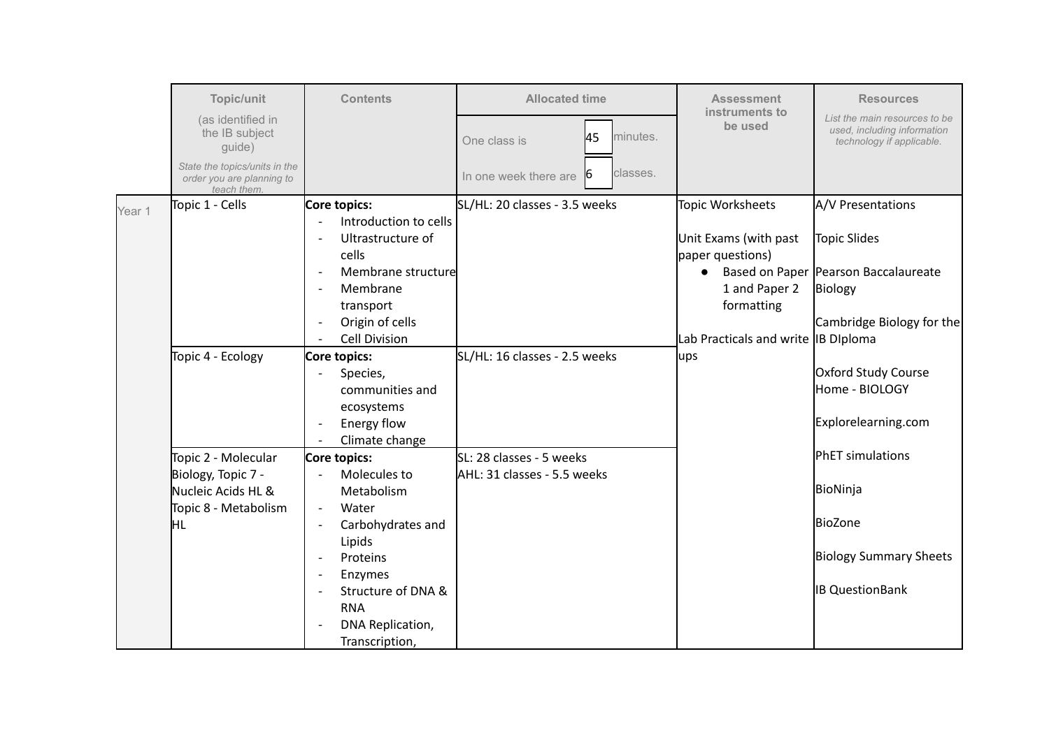| | Topic/unit (as identified in the IB subject guide) *State the topics/units in the order you are planning to teach them.* | Contents | Allocated time: One class is 45 minutes. In one week there are 6 classes. | Assessment instruments to be used | Resources *List the main resources to be used, including information technology if applicable.* |
|---|---|---|---|---|---|
| Year 1 | Topic 1 - Cells | **Core topics:**<br>- Introduction to cells<br>- Ultrastructure of cells<br>- Membrane structure<br>- Membrane transport<br>- Origin of cells<br>- Cell Division | SL/HL: 20 classes - 3.5 weeks | Topic Worksheets<br><br>Unit Exams (with past paper questions)<br>● Based on Paper 1 and Paper 2 formatting<br><br>Lab Practicals and write ups | A/V Presentations<br><br>Topic Slides<br><br>Pearson Baccalaureate Biology<br><br>Cambridge Biology for the IB DIploma<br><br>Oxford Study Course Home - BIOLOGY<br><br>Explorelearning.com<br><br>PhET simulations<br><br>BioNinja<br><br>BioZone<br><br>Biology Summary Sheets<br><br>IB QuestionBank |
| | Topic 4 - Ecology | **Core topics:**<br>- Species, communities and ecosystems<br>- Energy flow<br>- Climate change | SL/HL: 16 classes - 2.5 weeks | | |
| | Topic 2 - Molecular Biology, Topic 7 - Nucleic Acids HL & Topic 8 - Metabolism HL | **Core topics:**<br>- Molecules to Metabolism<br>- Water<br>- Carbohydrates and Lipids<br>- Proteins<br>- Enzymes<br>- Structure of DNA & RNA<br>- DNA Replication, Transcription, | SL: 28 classes - 5 weeks<br>AHL: 31 classes - 5.5 weeks | | |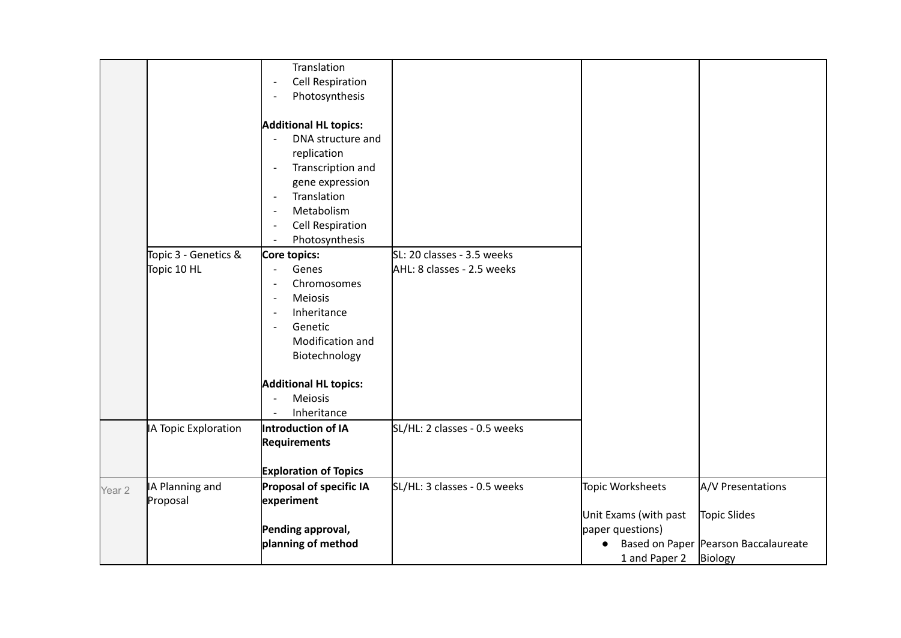| | | | | | |
|---|---|---|---|---|---|
| | | - Translation<br>- Cell Respiration<br>- Photosynthesis<br><br>**Additional HL topics:**<br>- DNA structure and replication<br>- Transcription and gene expression<br>- Translation<br>- Metabolism<br>- Cell Respiration<br>- Photosynthesis | | | |
| | Topic 3 - Genetics & Topic 10 HL | **Core topics:**<br>- Genes<br>- Chromosomes<br>- Meiosis<br>- Inheritance<br>- Genetic Modification and Biotechnology<br><br>**Additional HL topics:**<br>- Meiosis<br>- Inheritance | SL: 20 classes - 3.5 weeks<br>AHL: 8 classes - 2.5 weeks | | |
| | IA Topic Exploration | **Introduction of IA Requirements**<br><br>**Exploration of Topics** | SL/HL: 2 classes - 0.5 weeks | | |
| Year 2 | IA Planning and Proposal | **Proposal of specific IA experiment**<br><br>**Pending approval, planning of method** | SL/HL: 3 classes - 0.5 weeks | Topic Worksheets<br><br>Unit Exams (with past paper questions)<br>- Based on Paper 1 and Paper 2 | A/V Presentations<br><br>Topic Slides<br><br>Pearson Baccalaureate Biology |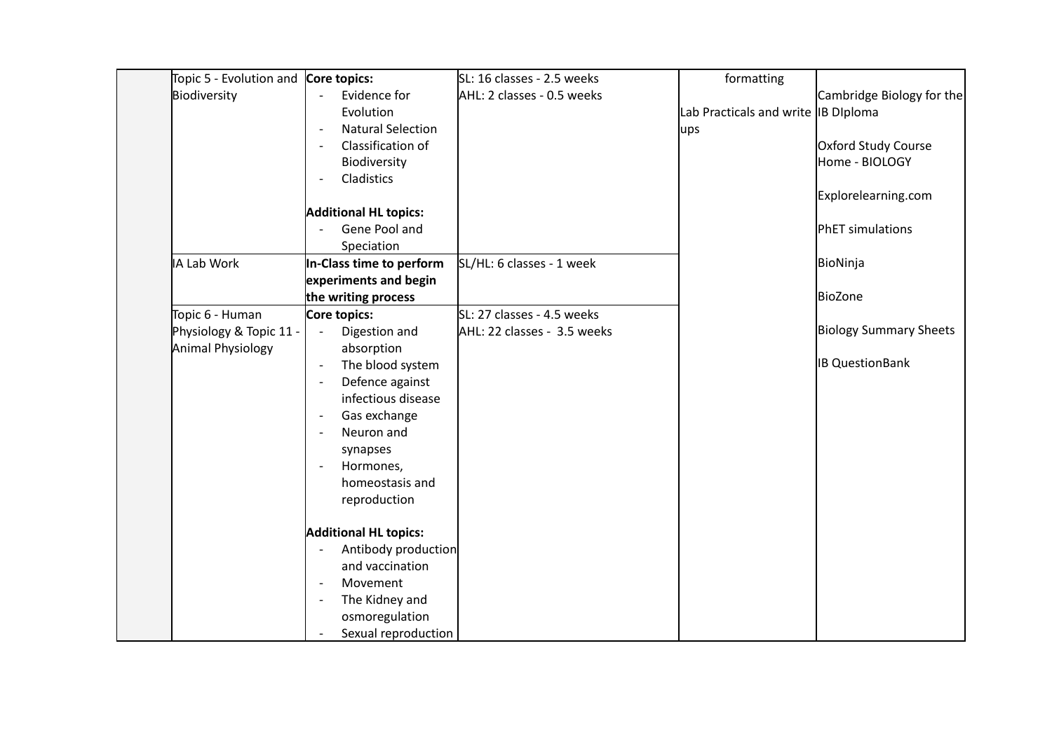| | | | | | |
|---|---|---|---|---|---|
| | Topic 5 - Evolution and Biodiversity | **Core topics:**<br>- Evidence for Evolution<br>- Natural Selection<br>- Classification of Biodiversity<br>- Cladistics<br><br>**Additional HL topics:**<br>- Gene Pool and Speciation | SL: 16 classes - 2.5 weeks<br>AHL: 2 classes - 0.5 weeks | formatting<br><br>Lab Practicals and write ups | Cambridge Biology for the IB DIploma<br><br>Oxford Study Course Home - BIOLOGY<br><br>Explorelearning.com<br><br>PhET simulations<br><br>BioNinja<br><br>BioZone<br><br>Biology Summary Sheets<br><br>IB QuestionBank |
| | IA Lab Work | **In-Class time to perform experiments and begin the writing process** | SL/HL: 6 classes - 1 week | | |
| | Topic 6 - Human Physiology & Topic 11 - Animal Physiology | **Core topics:**<br>- Digestion and absorption<br>- The blood system<br>- Defence against infectious disease<br>- Gas exchange<br>- Neuron and synapses<br>- Hormones, homeostasis and reproduction<br><br>**Additional HL topics:**<br>- Antibody production and vaccination<br>- Movement<br>- The Kidney and osmoregulation<br>- Sexual reproduction | SL: 27 classes - 4.5 weeks<br>AHL: 22 classes - 3.5 weeks | | |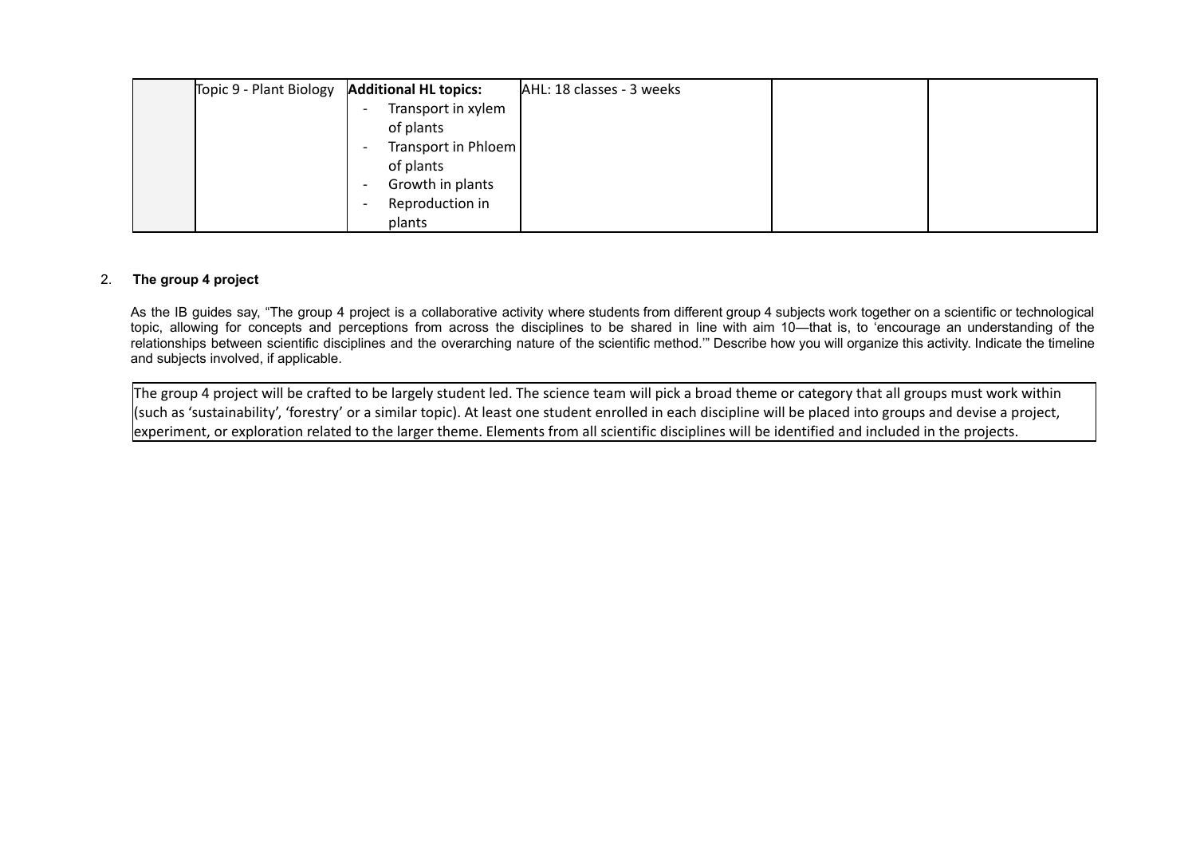| | | | | | |
|---|---|---|---|---|---|
| | Topic 9 - Plant Biology | **Additional HL topics:**<br>- Transport in xylem of plants<br>- Transport in Phloem of plants<br>- Growth in plants<br>- Reproduction in plants | AHL: 18 classes - 3 weeks | | |

2. **The group 4 project**

As the IB guides say, "The group 4 project is a collaborative activity where students from different group 4 subjects work together on a scientific or technological topic, allowing for concepts and perceptions from across the disciplines to be shared in line with aim 10—that is, to 'encourage an understanding of the relationships between scientific disciplines and the overarching nature of the scientific method.'" Describe how you will organize this activity. Indicate the timeline and subjects involved, if applicable.

| |
|---|
| The group 4 project will be crafted to be largely student led. The science team will pick a broad theme or category that all groups must work within (such as 'sustainability', 'forestry' or a similar topic). At least one student enrolled in each discipline will be placed into groups and devise a project, experiment, or exploration related to the larger theme. Elements from all scientific disciplines will be identified and included in the projects. |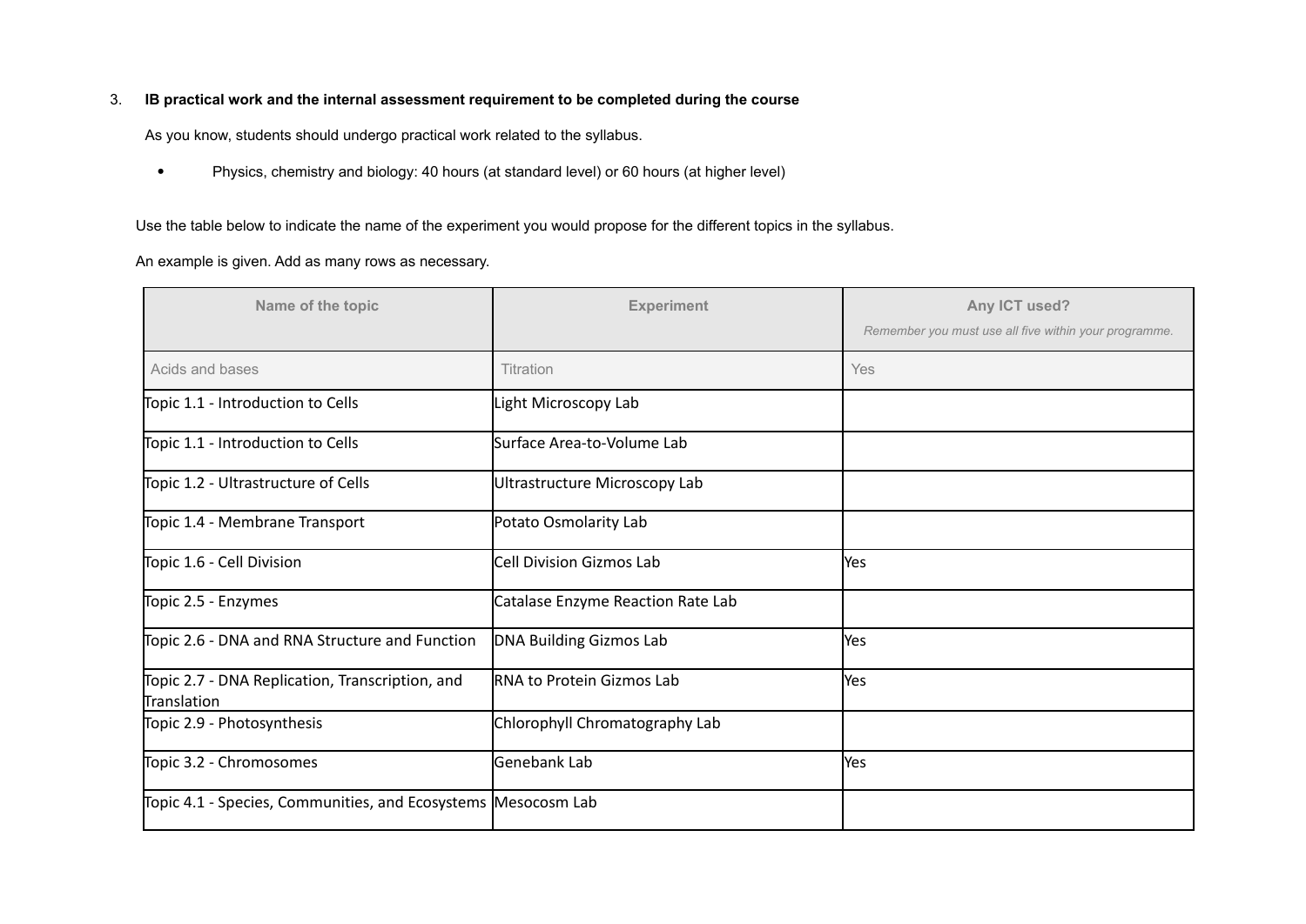3. **IB practical work and the internal assessment requirement to be completed during the course**

As you know, students should undergo practical work related to the syllabus.

- Physics, chemistry and biology: 40 hours (at standard level) or 60 hours (at higher level)

Use the table below to indicate the name of the experiment you would propose for the different topics in the syllabus.

An example is given. Add as many rows as necessary.

| Name of the topic | Experiment | Any ICT used? *Remember you must use all five within your programme.* |
|---|---|---|
| Acids and bases | Titration | Yes |
| Topic 1.1 - Introduction to Cells | Light Microscopy Lab | |
| Topic 1.1 - Introduction to Cells | Surface Area-to-Volume Lab | |
| Topic 1.2 - Ultrastructure of Cells | Ultrastructure Microscopy Lab | |
| Topic 1.4 - Membrane Transport | Potato Osmolarity Lab | |
| Topic 1.6 - Cell Division | Cell Division Gizmos Lab | Yes |
| Topic 2.5 - Enzymes | Catalase Enzyme Reaction Rate Lab | |
| Topic 2.6 - DNA and RNA Structure and Function | DNA Building Gizmos Lab | Yes |
| Topic 2.7 - DNA Replication, Transcription, and Translation | RNA to Protein Gizmos Lab | Yes |
| Topic 2.9 - Photosynthesis | Chlorophyll Chromatography Lab | |
| Topic 3.2 - Chromosomes | Genebank Lab | Yes |
| Topic 4.1 - Species, Communities, and Ecosystems | Mesocosm Lab | |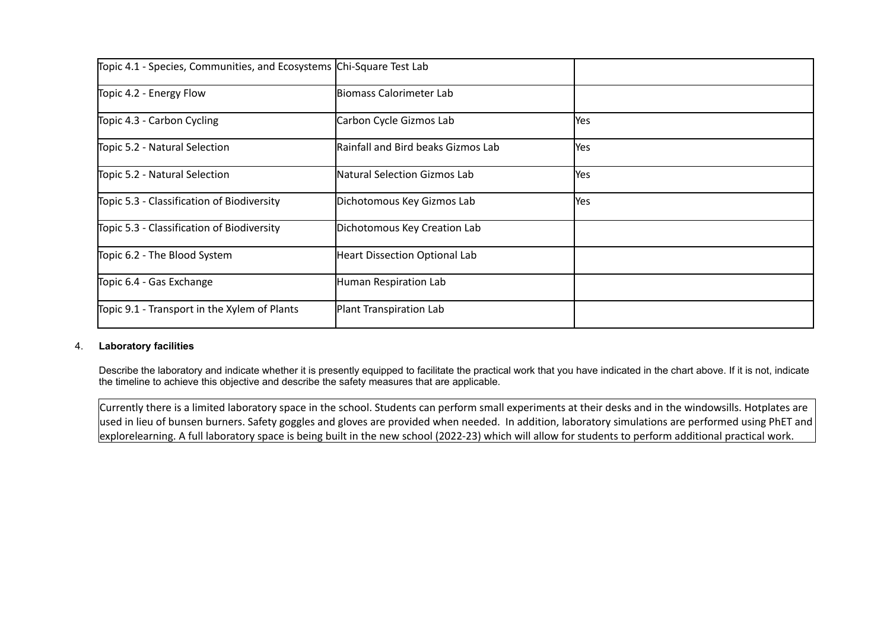| | | |
|---|---|---|
| Topic 4.1 - Species, Communities, and Ecosystems | Chi-Square Test Lab | |
| Topic 4.2 - Energy Flow | Biomass Calorimeter Lab | |
| Topic 4.3 - Carbon Cycling | Carbon Cycle Gizmos Lab | Yes |
| Topic 5.2 - Natural Selection | Rainfall and Bird beaks Gizmos Lab | Yes |
| Topic 5.2 - Natural Selection | Natural Selection Gizmos Lab | Yes |
| Topic 5.3 - Classification of Biodiversity | Dichotomous Key Gizmos Lab | Yes |
| Topic 5.3 - Classification of Biodiversity | Dichotomous Key Creation Lab | |
| Topic 6.2 - The Blood System | Heart Dissection Optional Lab | |
| Topic 6.4 - Gas Exchange | Human Respiration Lab | |
| Topic 9.1 - Transport in the Xylem of Plants | Plant Transpiration Lab | |

4. **Laboratory facilities**

Describe the laboratory and indicate whether it is presently equipped to facilitate the practical work that you have indicated in the chart above. If it is not, indicate the timeline to achieve this objective and describe the safety measures that are applicable.

Currently there is a limited laboratory space in the school. Students can perform small experiments at their desks and in the windowsills. Hotplates are used in lieu of bunsen burners. Safety goggles and gloves are provided when needed. In addition, laboratory simulations are performed using PhET and explorelearning. A full laboratory space is being built in the new school (2022-23) which will allow for students to perform additional practical work.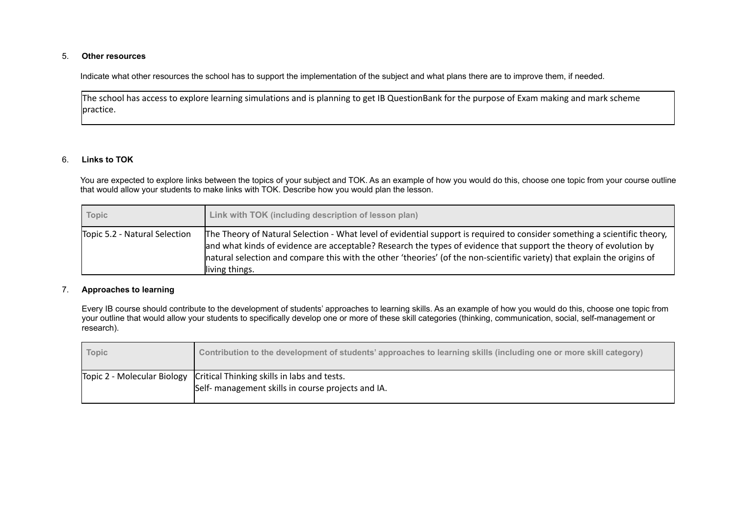5. **Other resources**

Indicate what other resources the school has to support the implementation of the subject and what plans there are to improve them, if needed.

| The school has access to explore learning simulations and is planning to get IB QuestionBank for the purpose of Exam making and mark scheme practice. |
|---|

6. **Links to TOK**

You are expected to explore links between the topics of your subject and TOK. As an example of how you would do this, choose one topic from your course outline that would allow your students to make links with TOK. Describe how you would plan the lesson.

| Topic | Link with TOK (including description of lesson plan) |
|---|---|
| Topic 5.2 - Natural Selection | The Theory of Natural Selection - What level of evidential support is required to consider something a scientific theory, and what kinds of evidence are acceptable? Research the types of evidence that support the theory of evolution by natural selection and compare this with the other 'theories' (of the non-scientific variety) that explain the origins of living things. |

7. **Approaches to learning**

Every IB course should contribute to the development of students' approaches to learning skills. As an example of how you would do this, choose one topic from your outline that would allow your students to specifically develop one or more of these skill categories (thinking, communication, social, self-management or research).

| Topic | Contribution to the development of students' approaches to learning skills (including one or more skill category) |
|---|---|
| Topic 2 - Molecular Biology | Critical Thinking skills in labs and tests.<br>Self- management skills in course projects and IA. |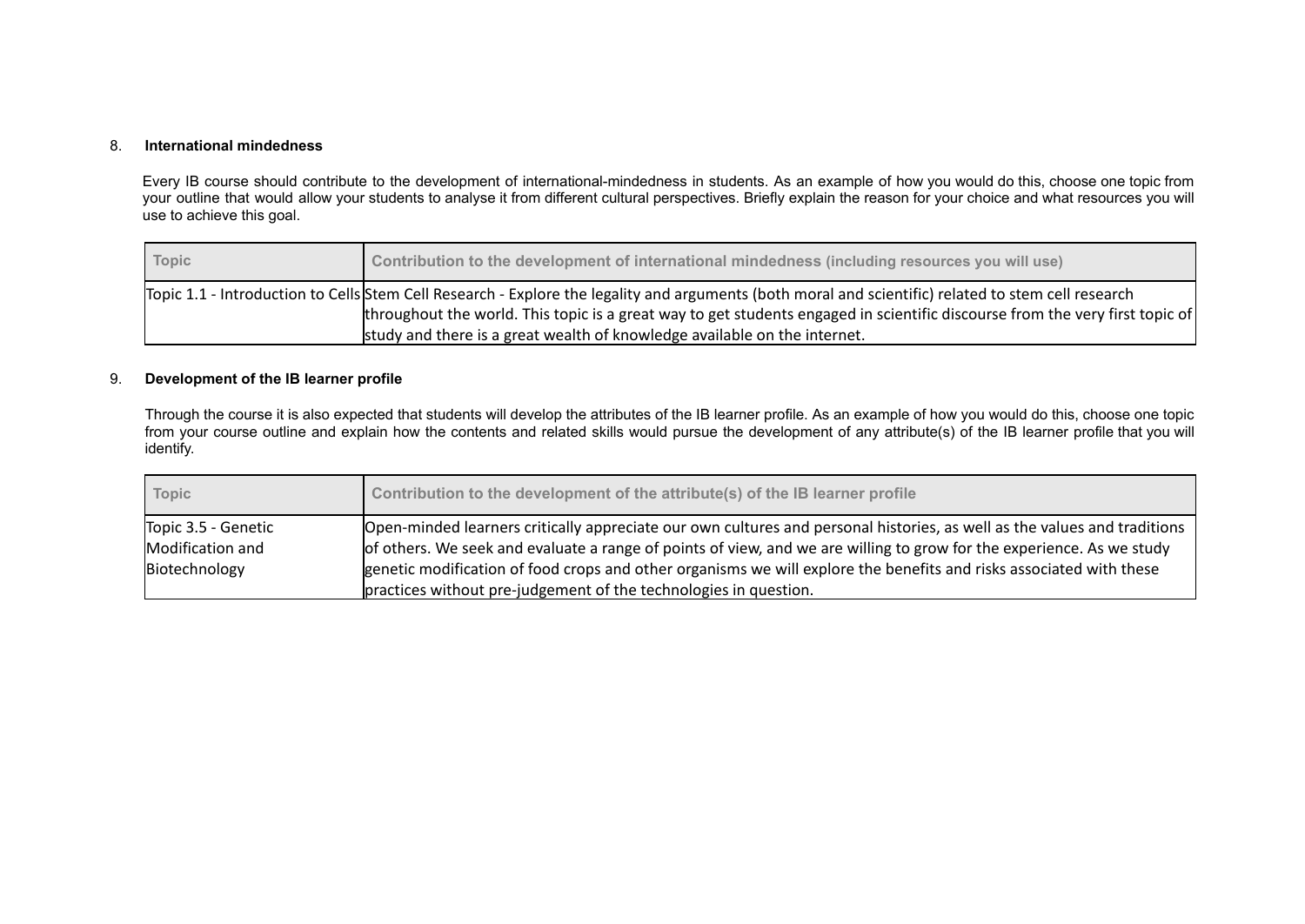## 8. International mindedness

Every IB course should contribute to the development of international-mindedness in students. As an example of how you would do this, choose one topic from your outline that would allow your students to analyse it from different cultural perspectives. Briefly explain the reason for your choice and what resources you will use to achieve this goal.

| Topic | Contribution to the development of international mindedness (including resources you will use) |
|---|---|
| Topic 1.1 - Introduction to Cells | Stem Cell Research - Explore the legality and arguments (both moral and scientific) related to stem cell research throughout the world. This topic is a great way to get students engaged in scientific discourse from the very first topic of study and there is a great wealth of knowledge available on the internet. |

## 9. Development of the IB learner profile

Through the course it is also expected that students will develop the attributes of the IB learner profile. As an example of how you would do this, choose one topic from your course outline and explain how the contents and related skills would pursue the development of any attribute(s) of the IB learner profile that you will identify.

| Topic | Contribution to the development of the attribute(s) of the IB learner profile |
|---|---|
| Topic 3.5 - Genetic Modification and Biotechnology | Open-minded learners critically appreciate our own cultures and personal histories, as well as the values and traditions of others. We seek and evaluate a range of points of view, and we are willing to grow for the experience. As we study genetic modification of food crops and other organisms we will explore the benefits and risks associated with these practices without pre-judgement of the technologies in question. |